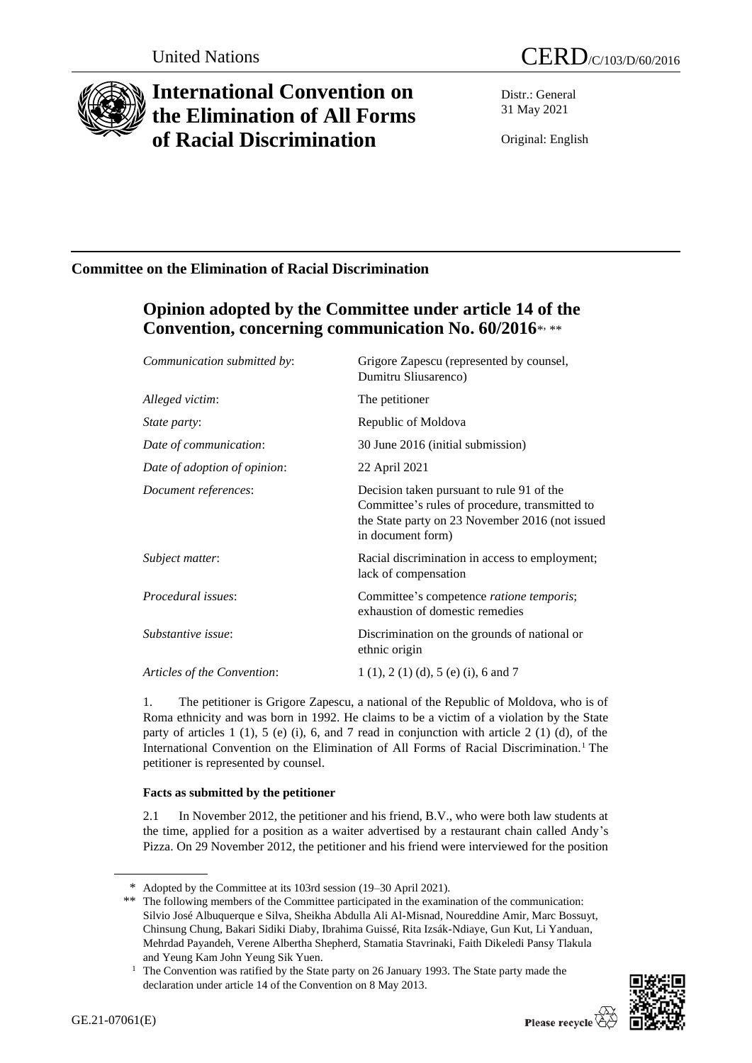United Nations

# CERD/C/103/D/60/2016

# International Convention on the Elimination of All Forms of Racial Discrimination

Distr.: General
31 May 2021

Original: English

## Committee on the Elimination of Racial Discrimination

## Opinion adopted by the Committee under article 14 of the Convention, concerning communication No. 60/2016*, **

| | |
|---|---|
| *Communication submitted by*: | Grigore Zapescu (represented by counsel, Dumitru Sliusarenco) |
| *Alleged victim*: | The petitioner |
| *State party*: | Republic of Moldova |
| *Date of communication*: | 30 June 2016 (initial submission) |
| *Date of adoption of opinion*: | 22 April 2021 |
| *Document references*: | Decision taken pursuant to rule 91 of the Committee's rules of procedure, transmitted to the State party on 23 November 2016 (not issued in document form) |
| *Subject matter*: | Racial discrimination in access to employment; lack of compensation |
| *Procedural issues*: | Committee's competence *ratione temporis*; exhaustion of domestic remedies |
| *Substantive issue*: | Discrimination on the grounds of national or ethnic origin |
| *Articles of the Convention*: | 1 (1), 2 (1) (d), 5 (e) (i), 6 and 7 |

1. The petitioner is Grigore Zapescu, a national of the Republic of Moldova, who is of Roma ethnicity and was born in 1992. He claims to be a victim of a violation by the State party of articles 1 (1), 5 (e) (i), 6, and 7 read in conjunction with article 2 (1) (d), of the International Convention on the Elimination of All Forms of Racial Discrimination.[1] The petitioner is represented by counsel.

### Facts as submitted by the petitioner

2.1 In November 2012, the petitioner and his friend, B.V., who were both law students at the time, applied for a position as a waiter advertised by a restaurant chain called Andy's Pizza. On 29 November 2012, the petitioner and his friend were interviewed for the position

---

\* Adopted by the Committee at its 103rd session (19–30 April 2021).

\*\* The following members of the Committee participated in the examination of the communication: Silvio José Albuquerque e Silva, Sheikha Abdulla Ali Al-Misnad, Noureddine Amir, Marc Bossuyt, Chinsung Chung, Bakari Sidiki Diaby, Ibrahima Guissé, Rita Izsák-Ndiaye, Gun Kut, Li Yanduan, Mehrdad Payandeh, Verene Albertha Shepherd, Stamatia Stavrinaki, Faith Dikeledi Pansy Tlakula and Yeung Kam John Yeung Sik Yuen.

[1] The Convention was ratified by the State party on 26 January 1993. The State party made the declaration under article 14 of the Convention on 8 May 2013.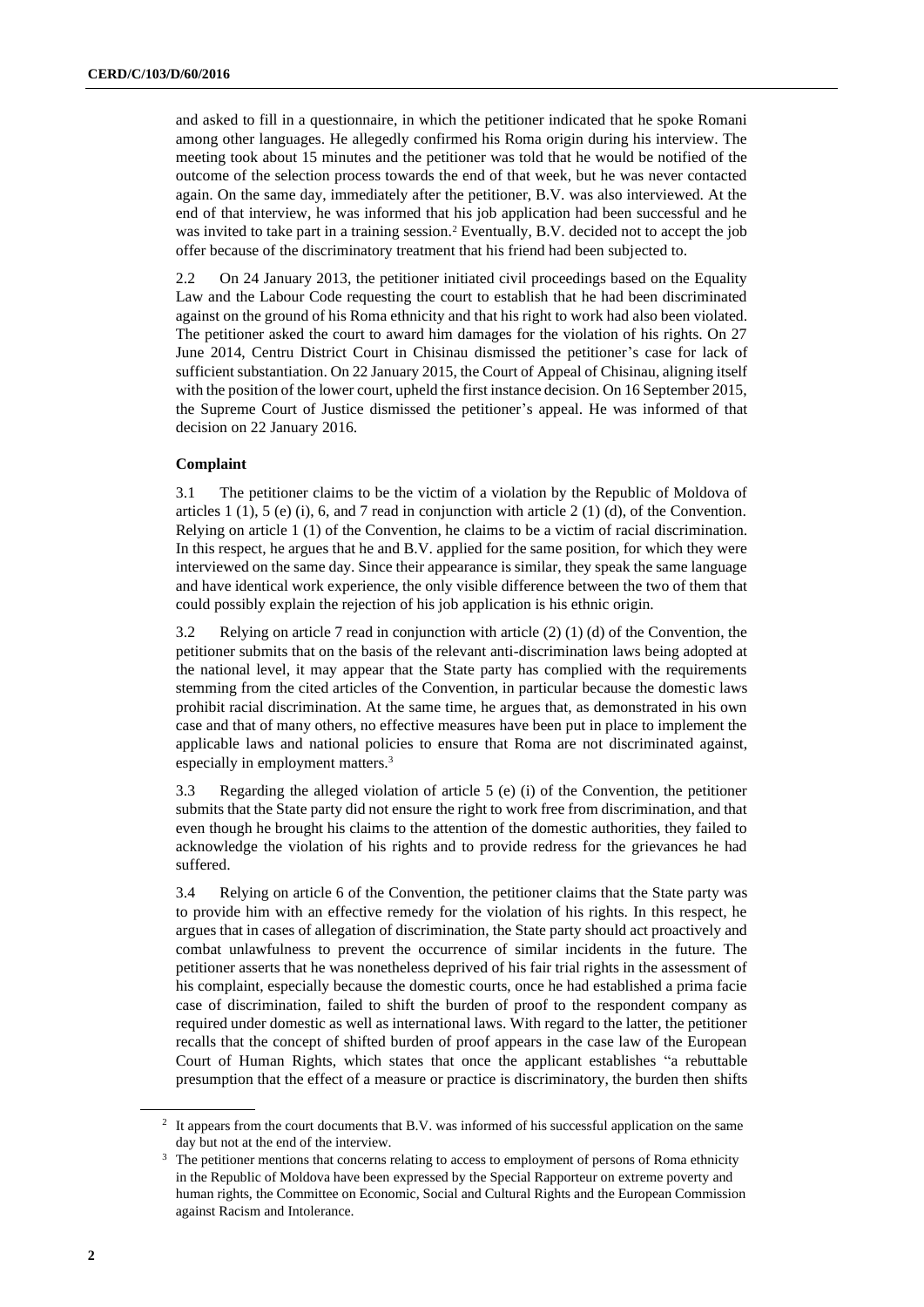and asked to fill in a questionnaire, in which the petitioner indicated that he spoke Romani among other languages. He allegedly confirmed his Roma origin during his interview. The meeting took about 15 minutes and the petitioner was told that he would be notified of the outcome of the selection process towards the end of that week, but he was never contacted again. On the same day, immediately after the petitioner, B.V. was also interviewed. At the end of that interview, he was informed that his job application had been successful and he was invited to take part in a training session.[2] Eventually, B.V. decided not to accept the job offer because of the discriminatory treatment that his friend had been subjected to.

2.2 On 24 January 2013, the petitioner initiated civil proceedings based on the Equality Law and the Labour Code requesting the court to establish that he had been discriminated against on the ground of his Roma ethnicity and that his right to work had also been violated. The petitioner asked the court to award him damages for the violation of his rights. On 27 June 2014, Centru District Court in Chisinau dismissed the petitioner's case for lack of sufficient substantiation. On 22 January 2015, the Court of Appeal of Chisinau, aligning itself with the position of the lower court, upheld the first instance decision. On 16 September 2015, the Supreme Court of Justice dismissed the petitioner's appeal. He was informed of that decision on 22 January 2016.

### Complaint

3.1 The petitioner claims to be the victim of a violation by the Republic of Moldova of articles 1 (1), 5 (e) (i), 6, and 7 read in conjunction with article 2 (1) (d), of the Convention. Relying on article 1 (1) of the Convention, he claims to be a victim of racial discrimination. In this respect, he argues that he and B.V. applied for the same position, for which they were interviewed on the same day. Since their appearance is similar, they speak the same language and have identical work experience, the only visible difference between the two of them that could possibly explain the rejection of his job application is his ethnic origin.

3.2 Relying on article 7 read in conjunction with article (2) (1) (d) of the Convention, the petitioner submits that on the basis of the relevant anti-discrimination laws being adopted at the national level, it may appear that the State party has complied with the requirements stemming from the cited articles of the Convention, in particular because the domestic laws prohibit racial discrimination. At the same time, he argues that, as demonstrated in his own case and that of many others, no effective measures have been put in place to implement the applicable laws and national policies to ensure that Roma are not discriminated against, especially in employment matters.[3]

3.3 Regarding the alleged violation of article 5 (e) (i) of the Convention, the petitioner submits that the State party did not ensure the right to work free from discrimination, and that even though he brought his claims to the attention of the domestic authorities, they failed to acknowledge the violation of his rights and to provide redress for the grievances he had suffered.

3.4 Relying on article 6 of the Convention, the petitioner claims that the State party was to provide him with an effective remedy for the violation of his rights. In this respect, he argues that in cases of allegation of discrimination, the State party should act proactively and combat unlawfulness to prevent the occurrence of similar incidents in the future. The petitioner asserts that he was nonetheless deprived of his fair trial rights in the assessment of his complaint, especially because the domestic courts, once he had established a prima facie case of discrimination, failed to shift the burden of proof to the respondent company as required under domestic as well as international laws. With regard to the latter, the petitioner recalls that the concept of shifted burden of proof appears in the case law of the European Court of Human Rights, which states that once the applicant establishes "a rebuttable presumption that the effect of a measure or practice is discriminatory, the burden then shifts

---

[2] It appears from the court documents that B.V. was informed of his successful application on the same day but not at the end of the interview.

[3] The petitioner mentions that concerns relating to access to employment of persons of Roma ethnicity in the Republic of Moldova have been expressed by the Special Rapporteur on extreme poverty and human rights, the Committee on Economic, Social and Cultural Rights and the European Commission against Racism and Intolerance.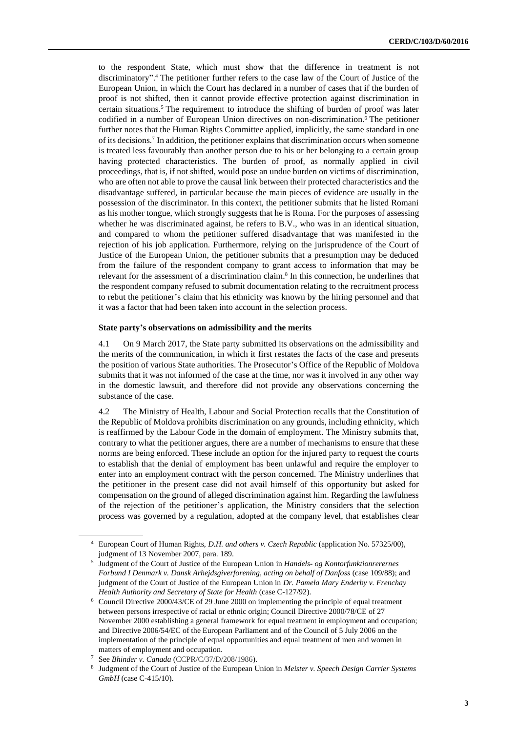to the respondent State, which must show that the difference in treatment is not discriminatory".[4] The petitioner further refers to the case law of the Court of Justice of the European Union, in which the Court has declared in a number of cases that if the burden of proof is not shifted, then it cannot provide effective protection against discrimination in certain situations.[5] The requirement to introduce the shifting of burden of proof was later codified in a number of European Union directives on non-discrimination.[6] The petitioner further notes that the Human Rights Committee applied, implicitly, the same standard in one of its decisions.[7] In addition, the petitioner explains that discrimination occurs when someone is treated less favourably than another person due to his or her belonging to a certain group having protected characteristics. The burden of proof, as normally applied in civil proceedings, that is, if not shifted, would pose an undue burden on victims of discrimination, who are often not able to prove the causal link between their protected characteristics and the disadvantage suffered, in particular because the main pieces of evidence are usually in the possession of the discriminator. In this context, the petitioner submits that he listed Romani as his mother tongue, which strongly suggests that he is Roma. For the purposes of assessing whether he was discriminated against, he refers to B.V., who was in an identical situation, and compared to whom the petitioner suffered disadvantage that was manifested in the rejection of his job application. Furthermore, relying on the jurisprudence of the Court of Justice of the European Union, the petitioner submits that a presumption may be deduced from the failure of the respondent company to grant access to information that may be relevant for the assessment of a discrimination claim.[8] In this connection, he underlines that the respondent company refused to submit documentation relating to the recruitment process to rebut the petitioner's claim that his ethnicity was known by the hiring personnel and that it was a factor that had been taken into account in the selection process.

### State party's observations on admissibility and the merits

4.1 On 9 March 2017, the State party submitted its observations on the admissibility and the merits of the communication, in which it first restates the facts of the case and presents the position of various State authorities. The Prosecutor's Office of the Republic of Moldova submits that it was not informed of the case at the time, nor was it involved in any other way in the domestic lawsuit, and therefore did not provide any observations concerning the substance of the case.

4.2 The Ministry of Health, Labour and Social Protection recalls that the Constitution of the Republic of Moldova prohibits discrimination on any grounds, including ethnicity, which is reaffirmed by the Labour Code in the domain of employment. The Ministry submits that, contrary to what the petitioner argues, there are a number of mechanisms to ensure that these norms are being enforced. These include an option for the injured party to request the courts to establish that the denial of employment has been unlawful and require the employer to enter into an employment contract with the person concerned. The Ministry underlines that the petitioner in the present case did not avail himself of this opportunity but asked for compensation on the ground of alleged discrimination against him. Regarding the lawfulness of the rejection of the petitioner's application, the Ministry considers that the selection process was governed by a regulation, adopted at the company level, that establishes clear

---

[4] European Court of Human Rights, *D.H. and others v. Czech Republic* (application No. 57325/00), judgment of 13 November 2007, para. 189.

[5] Judgment of the Court of Justice of the European Union in *Handels- og Kontorfunktionrerernes Forbund I Denmark v. Dansk Arhejdsgiverforening, acting on behalf of Danfoss* (case 109/88); and judgment of the Court of Justice of the European Union in *Dr. Pamela Mary Enderby v. Frenchay Health Authority and Secretary of State for Health* (case C-127/92).

[6] Council Directive 2000/43/CE of 29 June 2000 on implementing the principle of equal treatment between persons irrespective of racial or ethnic origin; Council Directive 2000/78/CE of 27 November 2000 establishing a general framework for equal treatment in employment and occupation; and Directive 2006/54/EC of the European Parliament and of the Council of 5 July 2006 on the implementation of the principle of equal opportunities and equal treatment of men and women in matters of employment and occupation.

[7] See *Bhinder v. Canada* (CCPR/C/37/D/208/1986).

[8] Judgment of the Court of Justice of the European Union in *Meister v. Speech Design Carrier Systems GmbH* (case C-415/10).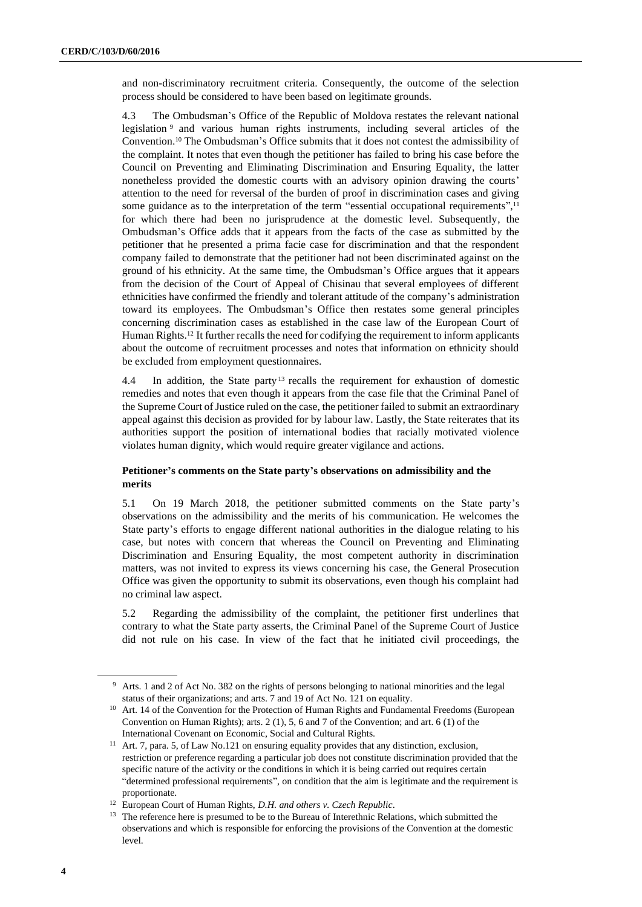and non-discriminatory recruitment criteria. Consequently, the outcome of the selection process should be considered to have been based on legitimate grounds.

4.3 The Ombudsman's Office of the Republic of Moldova restates the relevant national legislation [9] and various human rights instruments, including several articles of the Convention.[10] The Ombudsman's Office submits that it does not contest the admissibility of the complaint. It notes that even though the petitioner has failed to bring his case before the Council on Preventing and Eliminating Discrimination and Ensuring Equality, the latter nonetheless provided the domestic courts with an advisory opinion drawing the courts' attention to the need for reversal of the burden of proof in discrimination cases and giving some guidance as to the interpretation of the term "essential occupational requirements",[11] for which there had been no jurisprudence at the domestic level. Subsequently, the Ombudsman's Office adds that it appears from the facts of the case as submitted by the petitioner that he presented a prima facie case for discrimination and that the respondent company failed to demonstrate that the petitioner had not been discriminated against on the ground of his ethnicity. At the same time, the Ombudsman's Office argues that it appears from the decision of the Court of Appeal of Chisinau that several employees of different ethnicities have confirmed the friendly and tolerant attitude of the company's administration toward its employees. The Ombudsman's Office then restates some general principles concerning discrimination cases as established in the case law of the European Court of Human Rights.[12] It further recalls the need for codifying the requirement to inform applicants about the outcome of recruitment processes and notes that information on ethnicity should be excluded from employment questionnaires.

4.4 In addition, the State party [13] recalls the requirement for exhaustion of domestic remedies and notes that even though it appears from the case file that the Criminal Panel of the Supreme Court of Justice ruled on the case, the petitioner failed to submit an extraordinary appeal against this decision as provided for by labour law. Lastly, the State reiterates that its authorities support the position of international bodies that racially motivated violence violates human dignity, which would require greater vigilance and actions.

### Petitioner's comments on the State party's observations on admissibility and the merits

5.1 On 19 March 2018, the petitioner submitted comments on the State party's observations on the admissibility and the merits of his communication. He welcomes the State party's efforts to engage different national authorities in the dialogue relating to his case, but notes with concern that whereas the Council on Preventing and Eliminating Discrimination and Ensuring Equality, the most competent authority in discrimination matters, was not invited to express its views concerning his case, the General Prosecution Office was given the opportunity to submit its observations, even though his complaint had no criminal law aspect.

5.2 Regarding the admissibility of the complaint, the petitioner first underlines that contrary to what the State party asserts, the Criminal Panel of the Supreme Court of Justice did not rule on his case. In view of the fact that he initiated civil proceedings, the

---

[9] Arts. 1 and 2 of Act No. 382 on the rights of persons belonging to national minorities and the legal status of their organizations; and arts. 7 and 19 of Act No. 121 on equality.

[10] Art. 14 of the Convention for the Protection of Human Rights and Fundamental Freedoms (European Convention on Human Rights); arts. 2 (1), 5, 6 and 7 of the Convention; and art. 6 (1) of the International Covenant on Economic, Social and Cultural Rights.

[11] Art. 7, para. 5, of Law No.121 on ensuring equality provides that any distinction, exclusion, restriction or preference regarding a particular job does not constitute discrimination provided that the specific nature of the activity or the conditions in which it is being carried out requires certain "determined professional requirements", on condition that the aim is legitimate and the requirement is proportionate.

[12] European Court of Human Rights, *D.H. and others v. Czech Republic*.

[13] The reference here is presumed to be to the Bureau of Interethnic Relations, which submitted the observations and which is responsible for enforcing the provisions of the Convention at the domestic level.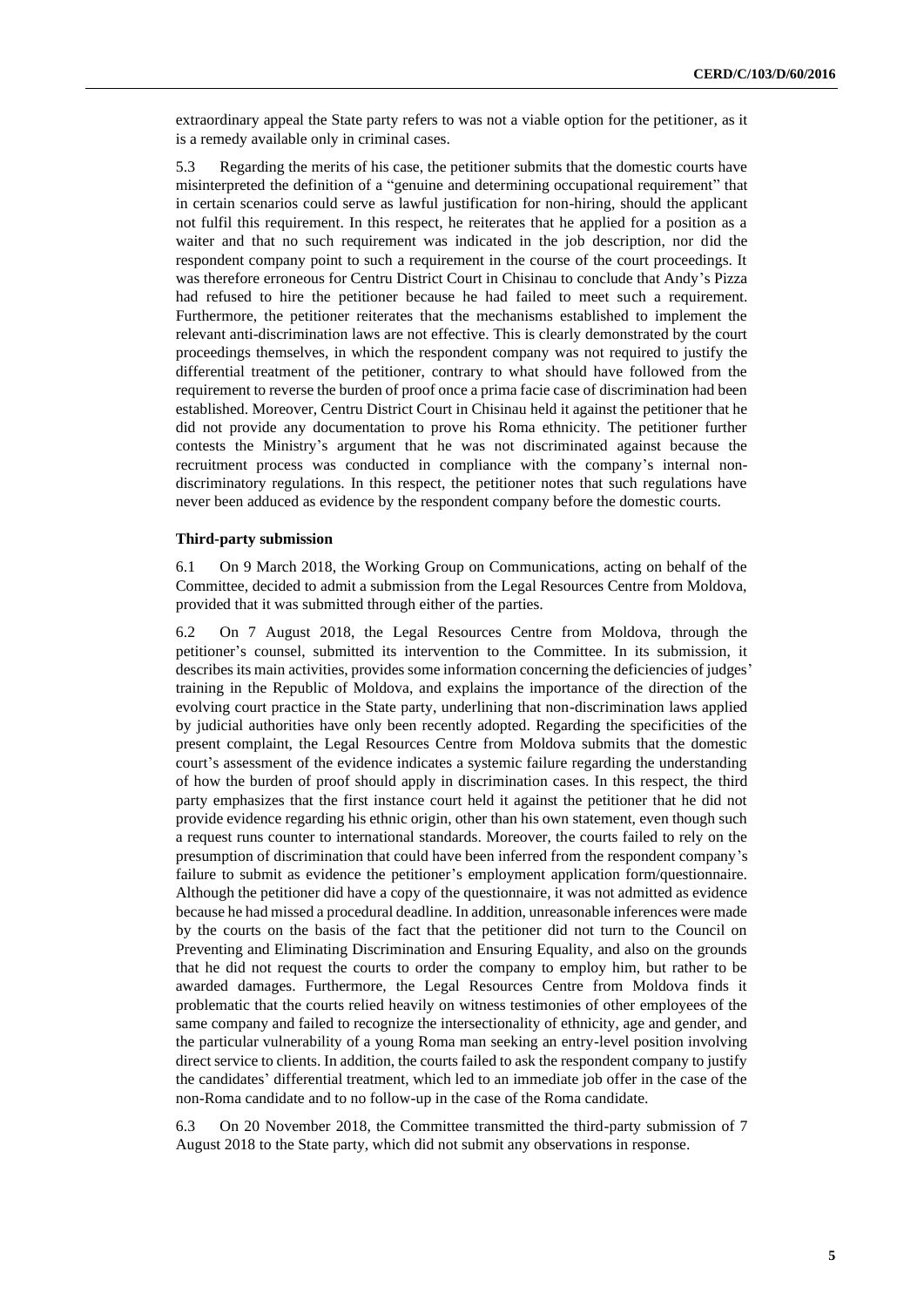extraordinary appeal the State party refers to was not a viable option for the petitioner, as it is a remedy available only in criminal cases.

5.3 Regarding the merits of his case, the petitioner submits that the domestic courts have misinterpreted the definition of a "genuine and determining occupational requirement" that in certain scenarios could serve as lawful justification for non-hiring, should the applicant not fulfil this requirement. In this respect, he reiterates that he applied for a position as a waiter and that no such requirement was indicated in the job description, nor did the respondent company point to such a requirement in the course of the court proceedings. It was therefore erroneous for Centru District Court in Chisinau to conclude that Andy's Pizza had refused to hire the petitioner because he had failed to meet such a requirement. Furthermore, the petitioner reiterates that the mechanisms established to implement the relevant anti-discrimination laws are not effective. This is clearly demonstrated by the court proceedings themselves, in which the respondent company was not required to justify the differential treatment of the petitioner, contrary to what should have followed from the requirement to reverse the burden of proof once a prima facie case of discrimination had been established. Moreover, Centru District Court in Chisinau held it against the petitioner that he did not provide any documentation to prove his Roma ethnicity. The petitioner further contests the Ministry's argument that he was not discriminated against because the recruitment process was conducted in compliance with the company's internal non-discriminatory regulations. In this respect, the petitioner notes that such regulations have never been adduced as evidence by the respondent company before the domestic courts.

### Third-party submission

6.1 On 9 March 2018, the Working Group on Communications, acting on behalf of the Committee, decided to admit a submission from the Legal Resources Centre from Moldova, provided that it was submitted through either of the parties.

6.2 On 7 August 2018, the Legal Resources Centre from Moldova, through the petitioner's counsel, submitted its intervention to the Committee. In its submission, it describes its main activities, provides some information concerning the deficiencies of judges' training in the Republic of Moldova, and explains the importance of the direction of the evolving court practice in the State party, underlining that non-discrimination laws applied by judicial authorities have only been recently adopted. Regarding the specificities of the present complaint, the Legal Resources Centre from Moldova submits that the domestic court's assessment of the evidence indicates a systemic failure regarding the understanding of how the burden of proof should apply in discrimination cases. In this respect, the third party emphasizes that the first instance court held it against the petitioner that he did not provide evidence regarding his ethnic origin, other than his own statement, even though such a request runs counter to international standards. Moreover, the courts failed to rely on the presumption of discrimination that could have been inferred from the respondent company's failure to submit as evidence the petitioner's employment application form/questionnaire. Although the petitioner did have a copy of the questionnaire, it was not admitted as evidence because he had missed a procedural deadline. In addition, unreasonable inferences were made by the courts on the basis of the fact that the petitioner did not turn to the Council on Preventing and Eliminating Discrimination and Ensuring Equality, and also on the grounds that he did not request the courts to order the company to employ him, but rather to be awarded damages. Furthermore, the Legal Resources Centre from Moldova finds it problematic that the courts relied heavily on witness testimonies of other employees of the same company and failed to recognize the intersectionality of ethnicity, age and gender, and the particular vulnerability of a young Roma man seeking an entry-level position involving direct service to clients. In addition, the courts failed to ask the respondent company to justify the candidates' differential treatment, which led to an immediate job offer in the case of the non-Roma candidate and to no follow-up in the case of the Roma candidate.

6.3 On 20 November 2018, the Committee transmitted the third-party submission of 7 August 2018 to the State party, which did not submit any observations in response.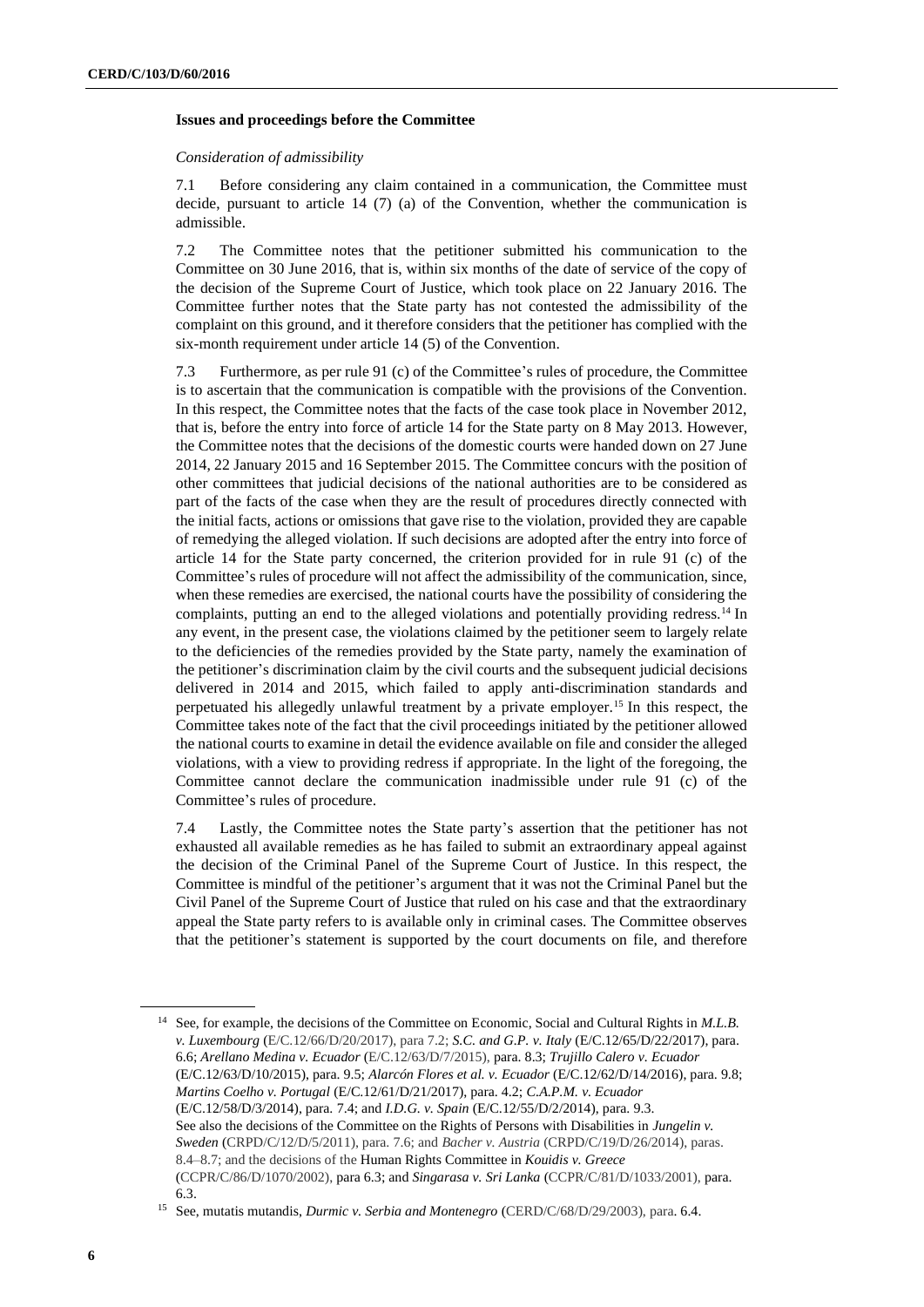**Issues and proceedings before the Committee**

*Consideration of admissibility*

7.1 Before considering any claim contained in a communication, the Committee must decide, pursuant to article 14 (7) (a) of the Convention, whether the communication is admissible.

7.2 The Committee notes that the petitioner submitted his communication to the Committee on 30 June 2016, that is, within six months of the date of service of the copy of the decision of the Supreme Court of Justice, which took place on 22 January 2016. The Committee further notes that the State party has not contested the admissibility of the complaint on this ground, and it therefore considers that the petitioner has complied with the six-month requirement under article 14 (5) of the Convention.

7.3 Furthermore, as per rule 91 (c) of the Committee's rules of procedure, the Committee is to ascertain that the communication is compatible with the provisions of the Convention. In this respect, the Committee notes that the facts of the case took place in November 2012, that is, before the entry into force of article 14 for the State party on 8 May 2013. However, the Committee notes that the decisions of the domestic courts were handed down on 27 June 2014, 22 January 2015 and 16 September 2015. The Committee concurs with the position of other committees that judicial decisions of the national authorities are to be considered as part of the facts of the case when they are the result of procedures directly connected with the initial facts, actions or omissions that gave rise to the violation, provided they are capable of remedying the alleged violation. If such decisions are adopted after the entry into force of article 14 for the State party concerned, the criterion provided for in rule 91 (c) of the Committee's rules of procedure will not affect the admissibility of the communication, since, when these remedies are exercised, the national courts have the possibility of considering the complaints, putting an end to the alleged violations and potentially providing redress.[14] In any event, in the present case, the violations claimed by the petitioner seem to largely relate to the deficiencies of the remedies provided by the State party, namely the examination of the petitioner's discrimination claim by the civil courts and the subsequent judicial decisions delivered in 2014 and 2015, which failed to apply anti-discrimination standards and perpetuated his allegedly unlawful treatment by a private employer.[15] In this respect, the Committee takes note of the fact that the civil proceedings initiated by the petitioner allowed the national courts to examine in detail the evidence available on file and consider the alleged violations, with a view to providing redress if appropriate. In the light of the foregoing, the Committee cannot declare the communication inadmissible under rule 91 (c) of the Committee's rules of procedure.

7.4 Lastly, the Committee notes the State party's assertion that the petitioner has not exhausted all available remedies as he has failed to submit an extraordinary appeal against the decision of the Criminal Panel of the Supreme Court of Justice. In this respect, the Committee is mindful of the petitioner's argument that it was not the Criminal Panel but the Civil Panel of the Supreme Court of Justice that ruled on his case and that the extraordinary appeal the State party refers to is available only in criminal cases. The Committee observes that the petitioner's statement is supported by the court documents on file, and therefore

---

[14] See, for example, the decisions of the Committee on Economic, Social and Cultural Rights in *M.L.B. v. Luxembourg* (E/C.12/66/D/20/2017), para 7.2; *S.C. and G.P. v. Italy* (E/C.12/65/D/22/2017), para. 6.6; *Arellano Medina v. Ecuador* (E/C.12/63/D/7/2015), para. 8.3; *Trujillo Calero v. Ecuador* (E/C.12/63/D/10/2015), para. 9.5; *Alarcón Flores et al. v. Ecuador* (E/C.12/62/D/14/2016), para. 9.8; *Martins Coelho v. Portugal* (E/C.12/61/D/21/2017), para. 4.2; *C.A.P.M. v. Ecuador* (E/C.12/58/D/3/2014), para. 7.4; and *I.D.G. v. Spain* (E/C.12/55/D/2/2014), para. 9.3. See also the decisions of the Committee on the Rights of Persons with Disabilities in *Jungelin v. Sweden* (CRPD/C/12/D/5/2011), para. 7.6; and *Bacher v. Austria* (CRPD/C/19/D/26/2014), paras. 8.4–8.7; and the decisions of the Human Rights Committee in *Kouidis v. Greece* (CCPR/C/86/D/1070/2002), para 6.3; and *Singarasa v. Sri Lanka* (CCPR/C/81/D/1033/2001), para. 6.3.

[15] See, mutatis mutandis, *Durmic v. Serbia and Montenegro* (CERD/C/68/D/29/2003), para. 6.4.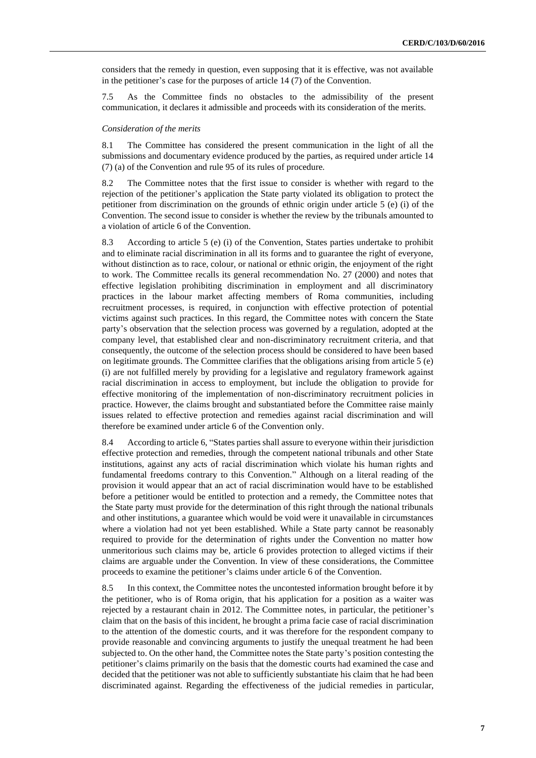considers that the remedy in question, even supposing that it is effective, was not available in the petitioner's case for the purposes of article 14 (7) of the Convention.

7.5 As the Committee finds no obstacles to the admissibility of the present communication, it declares it admissible and proceeds with its consideration of the merits.

*Consideration of the merits*

8.1 The Committee has considered the present communication in the light of all the submissions and documentary evidence produced by the parties, as required under article 14 (7) (a) of the Convention and rule 95 of its rules of procedure.

8.2 The Committee notes that the first issue to consider is whether with regard to the rejection of the petitioner's application the State party violated its obligation to protect the petitioner from discrimination on the grounds of ethnic origin under article 5 (e) (i) of the Convention. The second issue to consider is whether the review by the tribunals amounted to a violation of article 6 of the Convention.

8.3 According to article 5 (e) (i) of the Convention, States parties undertake to prohibit and to eliminate racial discrimination in all its forms and to guarantee the right of everyone, without distinction as to race, colour, or national or ethnic origin, the enjoyment of the right to work. The Committee recalls its general recommendation No. 27 (2000) and notes that effective legislation prohibiting discrimination in employment and all discriminatory practices in the labour market affecting members of Roma communities, including recruitment processes, is required, in conjunction with effective protection of potential victims against such practices. In this regard, the Committee notes with concern the State party's observation that the selection process was governed by a regulation, adopted at the company level, that established clear and non-discriminatory recruitment criteria, and that consequently, the outcome of the selection process should be considered to have been based on legitimate grounds. The Committee clarifies that the obligations arising from article 5 (e) (i) are not fulfilled merely by providing for a legislative and regulatory framework against racial discrimination in access to employment, but include the obligation to provide for effective monitoring of the implementation of non-discriminatory recruitment policies in practice. However, the claims brought and substantiated before the Committee raise mainly issues related to effective protection and remedies against racial discrimination and will therefore be examined under article 6 of the Convention only.

8.4 According to article 6, "States parties shall assure to everyone within their jurisdiction effective protection and remedies, through the competent national tribunals and other State institutions, against any acts of racial discrimination which violate his human rights and fundamental freedoms contrary to this Convention." Although on a literal reading of the provision it would appear that an act of racial discrimination would have to be established before a petitioner would be entitled to protection and a remedy, the Committee notes that the State party must provide for the determination of this right through the national tribunals and other institutions, a guarantee which would be void were it unavailable in circumstances where a violation had not yet been established. While a State party cannot be reasonably required to provide for the determination of rights under the Convention no matter how unmeritorious such claims may be, article 6 provides protection to alleged victims if their claims are arguable under the Convention. In view of these considerations, the Committee proceeds to examine the petitioner's claims under article 6 of the Convention.

8.5 In this context, the Committee notes the uncontested information brought before it by the petitioner, who is of Roma origin, that his application for a position as a waiter was rejected by a restaurant chain in 2012. The Committee notes, in particular, the petitioner's claim that on the basis of this incident, he brought a prima facie case of racial discrimination to the attention of the domestic courts, and it was therefore for the respondent company to provide reasonable and convincing arguments to justify the unequal treatment he had been subjected to. On the other hand, the Committee notes the State party's position contesting the petitioner's claims primarily on the basis that the domestic courts had examined the case and decided that the petitioner was not able to sufficiently substantiate his claim that he had been discriminated against. Regarding the effectiveness of the judicial remedies in particular,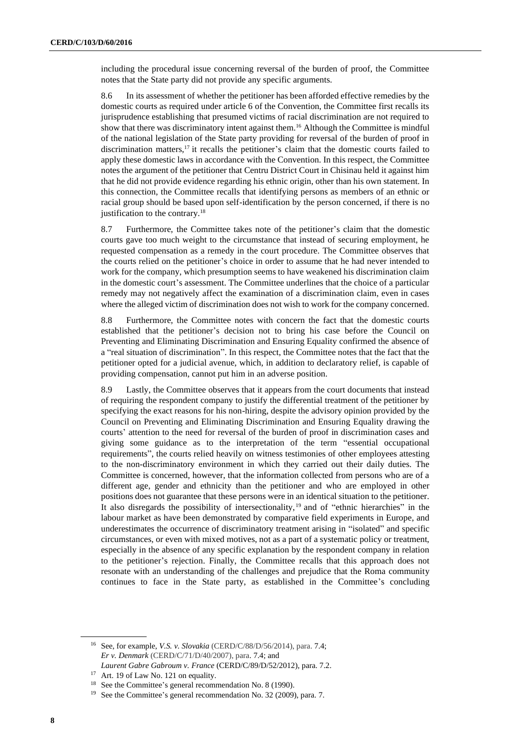including the procedural issue concerning reversal of the burden of proof, the Committee notes that the State party did not provide any specific arguments.

8.6 In its assessment of whether the petitioner has been afforded effective remedies by the domestic courts as required under article 6 of the Convention, the Committee first recalls its jurisprudence establishing that presumed victims of racial discrimination are not required to show that there was discriminatory intent against them.[16] Although the Committee is mindful of the national legislation of the State party providing for reversal of the burden of proof in discrimination matters,[17] it recalls the petitioner's claim that the domestic courts failed to apply these domestic laws in accordance with the Convention. In this respect, the Committee notes the argument of the petitioner that Centru District Court in Chisinau held it against him that he did not provide evidence regarding his ethnic origin, other than his own statement. In this connection, the Committee recalls that identifying persons as members of an ethnic or racial group should be based upon self-identification by the person concerned, if there is no justification to the contrary.[18]

8.7 Furthermore, the Committee takes note of the petitioner's claim that the domestic courts gave too much weight to the circumstance that instead of securing employment, he requested compensation as a remedy in the court procedure. The Committee observes that the courts relied on the petitioner's choice in order to assume that he had never intended to work for the company, which presumption seems to have weakened his discrimination claim in the domestic court's assessment. The Committee underlines that the choice of a particular remedy may not negatively affect the examination of a discrimination claim, even in cases where the alleged victim of discrimination does not wish to work for the company concerned.

8.8 Furthermore, the Committee notes with concern the fact that the domestic courts established that the petitioner's decision not to bring his case before the Council on Preventing and Eliminating Discrimination and Ensuring Equality confirmed the absence of a "real situation of discrimination". In this respect, the Committee notes that the fact that the petitioner opted for a judicial avenue, which, in addition to declaratory relief, is capable of providing compensation, cannot put him in an adverse position.

8.9 Lastly, the Committee observes that it appears from the court documents that instead of requiring the respondent company to justify the differential treatment of the petitioner by specifying the exact reasons for his non-hiring, despite the advisory opinion provided by the Council on Preventing and Eliminating Discrimination and Ensuring Equality drawing the courts' attention to the need for reversal of the burden of proof in discrimination cases and giving some guidance as to the interpretation of the term "essential occupational requirements", the courts relied heavily on witness testimonies of other employees attesting to the non-discriminatory environment in which they carried out their daily duties. The Committee is concerned, however, that the information collected from persons who are of a different age, gender and ethnicity than the petitioner and who are employed in other positions does not guarantee that these persons were in an identical situation to the petitioner. It also disregards the possibility of intersectionality,[19] and of "ethnic hierarchies" in the labour market as have been demonstrated by comparative field experiments in Europe, and underestimates the occurrence of discriminatory treatment arising in "isolated" and specific circumstances, or even with mixed motives, not as a part of a systematic policy or treatment, especially in the absence of any specific explanation by the respondent company in relation to the petitioner's rejection. Finally, the Committee recalls that this approach does not resonate with an understanding of the challenges and prejudice that the Roma community continues to face in the State party, as established in the Committee's concluding

---

[16] See, for example, *V.S. v. Slovakia* (CERD/C/88/D/56/2014), para. 7.4; *Er v. Denmark* (CERD/C/71/D/40/2007), para. 7.4; and *Laurent Gabre Gabroum v. France* (CERD/C/89/D/52/2012), para. 7.2.

[17] Art. 19 of Law No. 121 on equality.

[18] See the Committee's general recommendation No. 8 (1990).

[19] See the Committee's general recommendation No. 32 (2009), para. 7.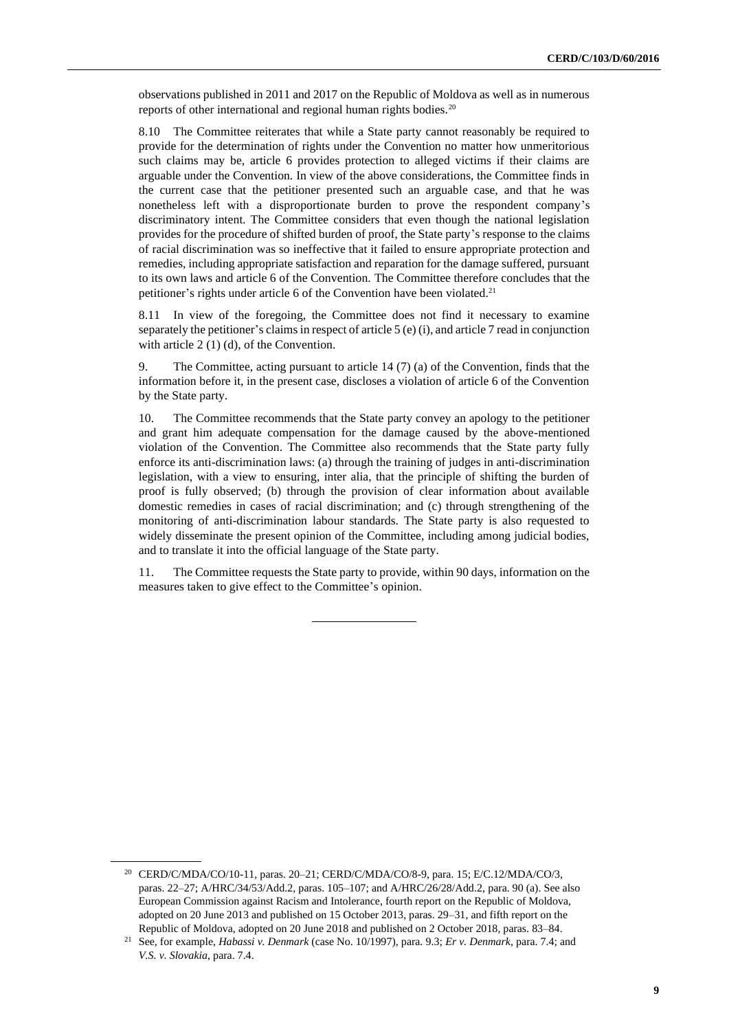observations published in 2011 and 2017 on the Republic of Moldova as well as in numerous reports of other international and regional human rights bodies.[20]

8.10 The Committee reiterates that while a State party cannot reasonably be required to provide for the determination of rights under the Convention no matter how unmeritorious such claims may be, article 6 provides protection to alleged victims if their claims are arguable under the Convention. In view of the above considerations, the Committee finds in the current case that the petitioner presented such an arguable case, and that he was nonetheless left with a disproportionate burden to prove the respondent company's discriminatory intent. The Committee considers that even though the national legislation provides for the procedure of shifted burden of proof, the State party's response to the claims of racial discrimination was so ineffective that it failed to ensure appropriate protection and remedies, including appropriate satisfaction and reparation for the damage suffered, pursuant to its own laws and article 6 of the Convention. The Committee therefore concludes that the petitioner's rights under article 6 of the Convention have been violated.[21]

8.11 In view of the foregoing, the Committee does not find it necessary to examine separately the petitioner's claims in respect of article 5 (e) (i), and article 7 read in conjunction with article 2 (1) (d), of the Convention.

9. The Committee, acting pursuant to article 14 (7) (a) of the Convention, finds that the information before it, in the present case, discloses a violation of article 6 of the Convention by the State party.

10. The Committee recommends that the State party convey an apology to the petitioner and grant him adequate compensation for the damage caused by the above-mentioned violation of the Convention. The Committee also recommends that the State party fully enforce its anti-discrimination laws: (a) through the training of judges in anti-discrimination legislation, with a view to ensuring, inter alia, that the principle of shifting the burden of proof is fully observed; (b) through the provision of clear information about available domestic remedies in cases of racial discrimination; and (c) through strengthening of the monitoring of anti-discrimination labour standards. The State party is also requested to widely disseminate the present opinion of the Committee, including among judicial bodies, and to translate it into the official language of the State party.

11. The Committee requests the State party to provide, within 90 days, information on the measures taken to give effect to the Committee's opinion.

---

[20] CERD/C/MDA/CO/10-11, paras. 20–21; CERD/C/MDA/CO/8-9, para. 15; E/C.12/MDA/CO/3, paras. 22–27; A/HRC/34/53/Add.2, paras. 105–107; and A/HRC/26/28/Add.2, para. 90 (a). See also European Commission against Racism and Intolerance, fourth report on the Republic of Moldova, adopted on 20 June 2013 and published on 15 October 2013, paras. 29–31, and fifth report on the Republic of Moldova, adopted on 20 June 2018 and published on 2 October 2018, paras. 83–84.

[21] See, for example, *Habassi v. Denmark* (case No. 10/1997), para. 9.3; *Er v. Denmark*, para. 7.4; and *V.S. v. Slovakia*, para. 7.4.